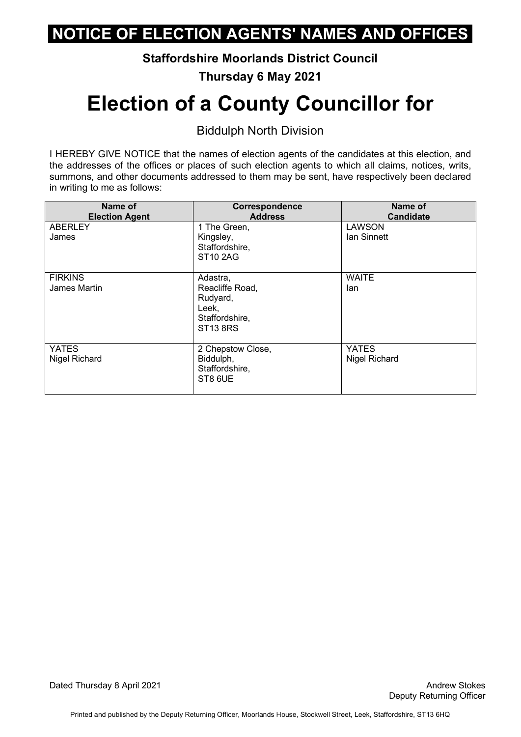# NOTICE OF ELECTION AGENTS' NAMES AND OFFICES

**Staffordshire Moorlands District Council**

**Thursday 6 May 2021**

# Election of a County Councillor for

Biddulph North Division

I HEREBY GIVE NOTICE that the names of election agents of the candidates at this election, and the addresses of the offices or places of such election agents to which all claims, notices, writs, summons, and other documents addressed to them may be sent, have respectively been declared in writing to me as follows:

| Name of Election Agent | Correspondence Address | Name of Candidate |
|---|---|---|
| ABERLEY James | 1 The Green, Kingsley, Staffordshire, ST10 2AG | LAWSON Ian Sinnett |
| FIRKINS James Martin | Adastra, Reacliffe Road, Rudyard, Leek, Staffordshire, ST13 8RS | WAITE Ian |
| YATES Nigel Richard | 2 Chepstow Close, Biddulph, Staffordshire, ST8 6UE | YATES Nigel Richard |

Dated Thursday 8 April 2021

Andrew Stokes
Deputy Returning Officer

Printed and published by the Deputy Returning Officer, Moorlands House, Stockwell Street, Leek, Staffordshire, ST13 6HQ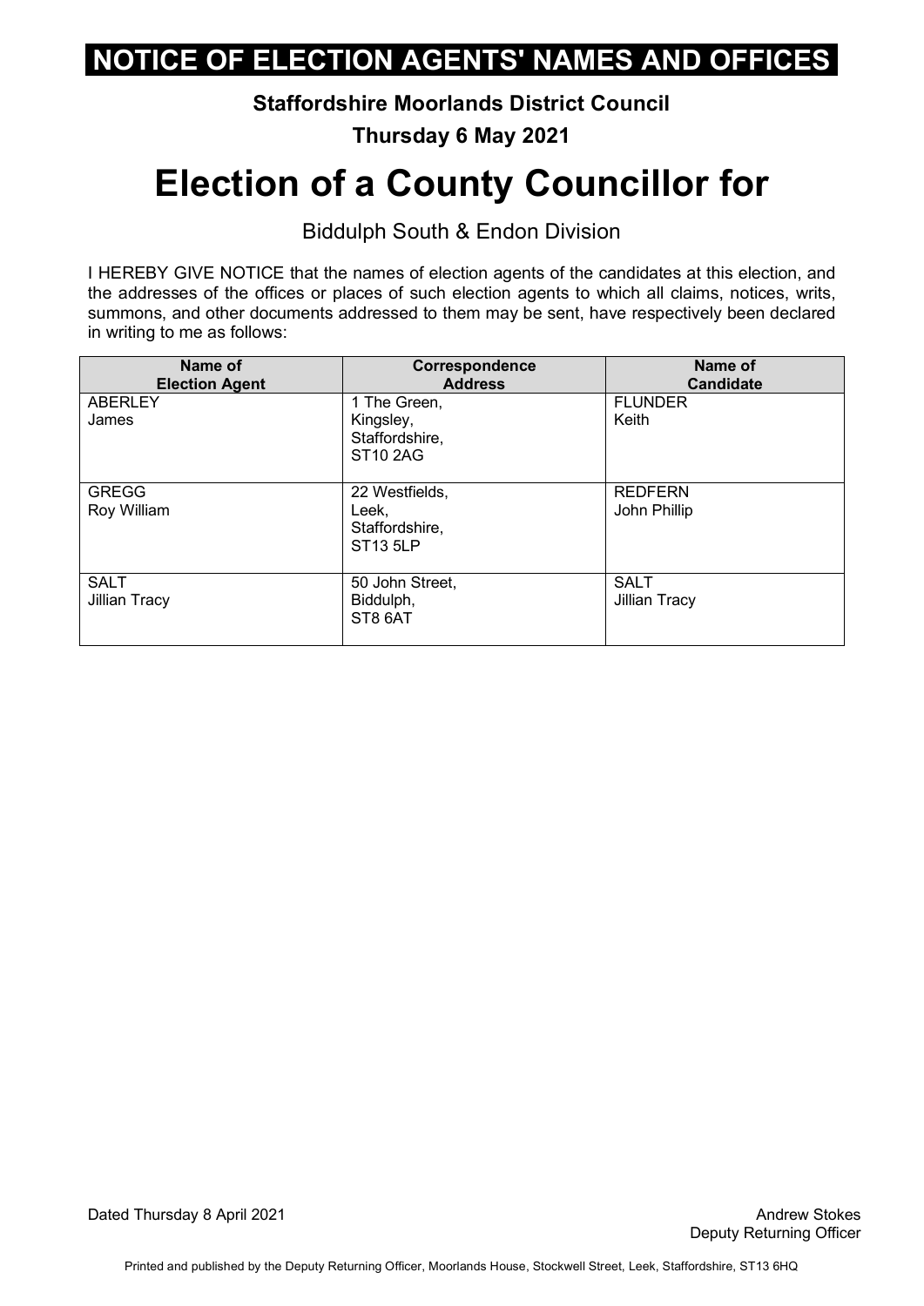# NOTICE OF ELECTION AGENTS' NAMES AND OFFICES

**Staffordshire Moorlands District Council**

**Thursday 6 May 2021**

# Election of a County Councillor for

Biddulph South & Endon Division

I HEREBY GIVE NOTICE that the names of election agents of the candidates at this election, and the addresses of the offices or places of such election agents to which all claims, notices, writs, summons, and other documents addressed to them may be sent, have respectively been declared in writing to me as follows:

| Name of Election Agent | Correspondence Address | Name of Candidate |
|---|---|---|
| ABERLEY James | 1 The Green, Kingsley, Staffordshire, ST10 2AG | FLUNDER Keith |
| GREGG Roy William | 22 Westfields, Leek, Staffordshire, ST13 5LP | REDFERN John Phillip |
| SALT Jillian Tracy | 50 John Street, Biddulph, ST8 6AT | SALT Jillian Tracy |

Dated Thursday 8 April 2021

Andrew Stokes
Deputy Returning Officer

Printed and published by the Deputy Returning Officer, Moorlands House, Stockwell Street, Leek, Staffordshire, ST13 6HQ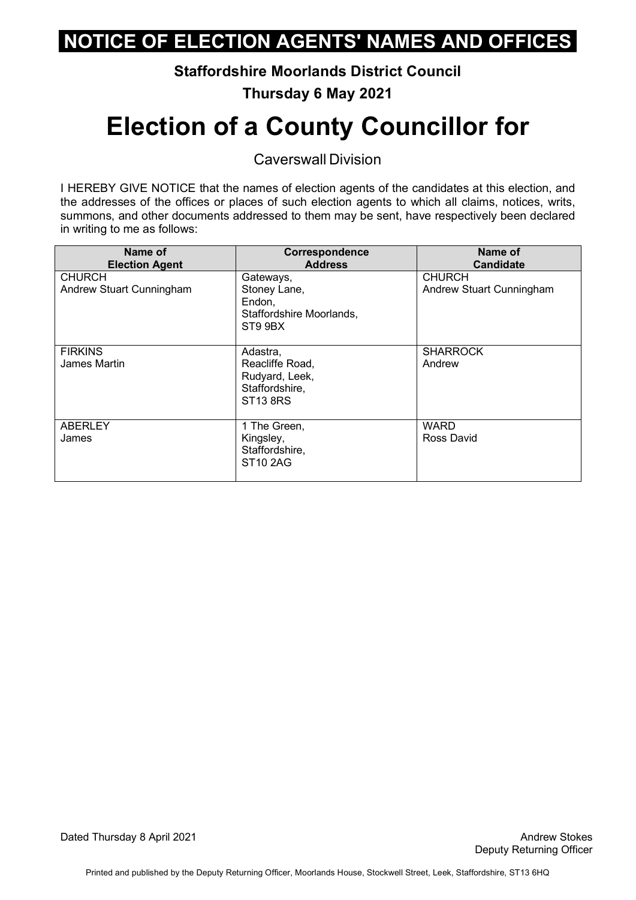# NOTICE OF ELECTION AGENTS' NAMES AND OFFICES

**Staffordshire Moorlands District Council**

**Thursday 6 May 2021**

# Election of a County Councillor for

Caverswall Division

I HEREBY GIVE NOTICE that the names of election agents of the candidates at this election, and the addresses of the offices or places of such election agents to which all claims, notices, writs, summons, and other documents addressed to them may be sent, have respectively been declared in writing to me as follows:

| Name of Election Agent | Correspondence Address | Name of Candidate |
|---|---|---|
| CHURCH<br>Andrew Stuart Cunningham | Gateways,<br>Stoney Lane,<br>Endon,<br>Staffordshire Moorlands,<br>ST9 9BX | CHURCH<br>Andrew Stuart Cunningham |
| FIRKINS<br>James Martin | Adastra,<br>Reacliffe Road,<br>Rudyard, Leek,<br>Staffordshire,<br>ST13 8RS | SHARROCK<br>Andrew |
| ABERLEY<br>James | 1 The Green,<br>Kingsley,<br>Staffordshire,<br>ST10 2AG | WARD<br>Ross David |

Dated Thursday 8 April 2021

Andrew Stokes
Deputy Returning Officer

Printed and published by the Deputy Returning Officer, Moorlands House, Stockwell Street, Leek, Staffordshire, ST13 6HQ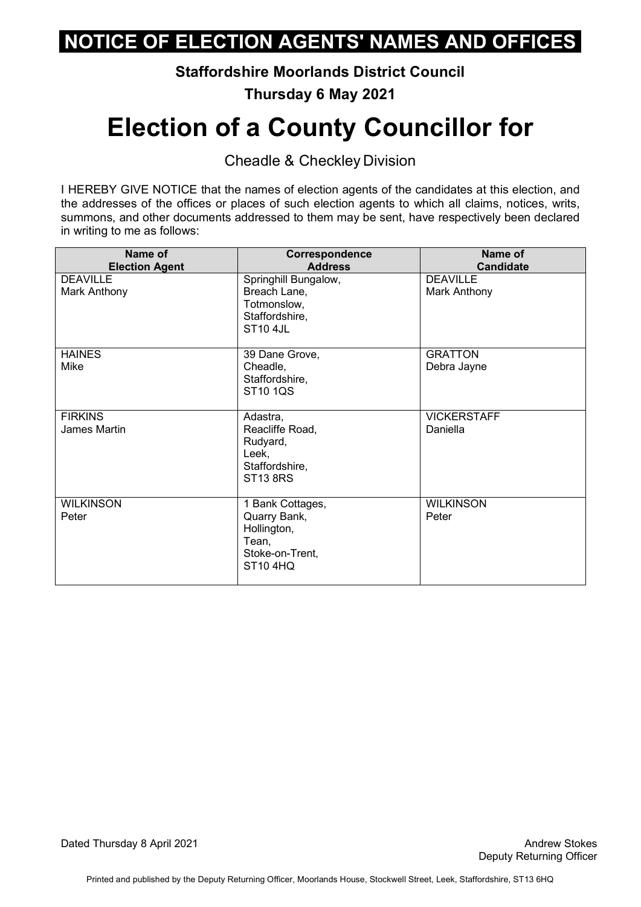# NOTICE OF ELECTION AGENTS' NAMES AND OFFICES

**Staffordshire Moorlands District Council**

**Thursday 6 May 2021**

# Election of a County Councillor for

Cheadle & Checkley Division

I HEREBY GIVE NOTICE that the names of election agents of the candidates at this election, and the addresses of the offices or places of such election agents to which all claims, notices, writs, summons, and other documents addressed to them may be sent, have respectively been declared in writing to me as follows:

| Name of Election Agent | Correspondence Address | Name of Candidate |
|---|---|---|
| DEAVILLE Mark Anthony | Springhill Bungalow, Breach Lane, Totmonslow, Staffordshire, ST10 4JL | DEAVILLE Mark Anthony |
| HAINES Mike | 39 Dane Grove, Cheadle, Staffordshire, ST10 1QS | GRATTON Debra Jayne |
| FIRKINS James Martin | Adastra, Reacliffe Road, Rudyard, Leek, Staffordshire, ST13 8RS | VICKERSTAFF Daniella |
| WILKINSON Peter | 1 Bank Cottages, Quarry Bank, Hollington, Tean, Stoke-on-Trent, ST10 4HQ | WILKINSON Peter |

Dated Thursday 8 April 2021

Andrew Stokes
Deputy Returning Officer

Printed and published by the Deputy Returning Officer, Moorlands House, Stockwell Street, Leek, Staffordshire, ST13 6HQ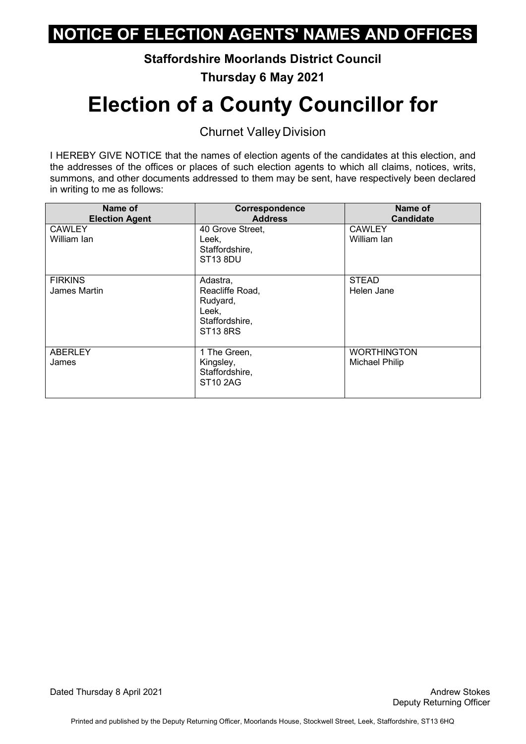# NOTICE OF ELECTION AGENTS' NAMES AND OFFICES

**Staffordshire Moorlands District Council**

**Thursday 6 May 2021**

# Election of a County Councillor for

Churnet Valley Division

I HEREBY GIVE NOTICE that the names of election agents of the candidates at this election, and the addresses of the offices or places of such election agents to which all claims, notices, writs, summons, and other documents addressed to them may be sent, have respectively been declared in writing to me as follows:

| Name of Election Agent | Correspondence Address | Name of Candidate |
|---|---|---|
| CAWLEY William Ian | 40 Grove Street, Leek, Staffordshire, ST13 8DU | CAWLEY William Ian |
| FIRKINS James Martin | Adastra, Reacliffe Road, Rudyard, Leek, Staffordshire, ST13 8RS | STEAD Helen Jane |
| ABERLEY James | 1 The Green, Kingsley, Staffordshire, ST10 2AG | WORTHINGTON Michael Philip |

Dated Thursday 8 April 2021

Andrew Stokes
Deputy Returning Officer

Printed and published by the Deputy Returning Officer, Moorlands House, Stockwell Street, Leek, Staffordshire, ST13 6HQ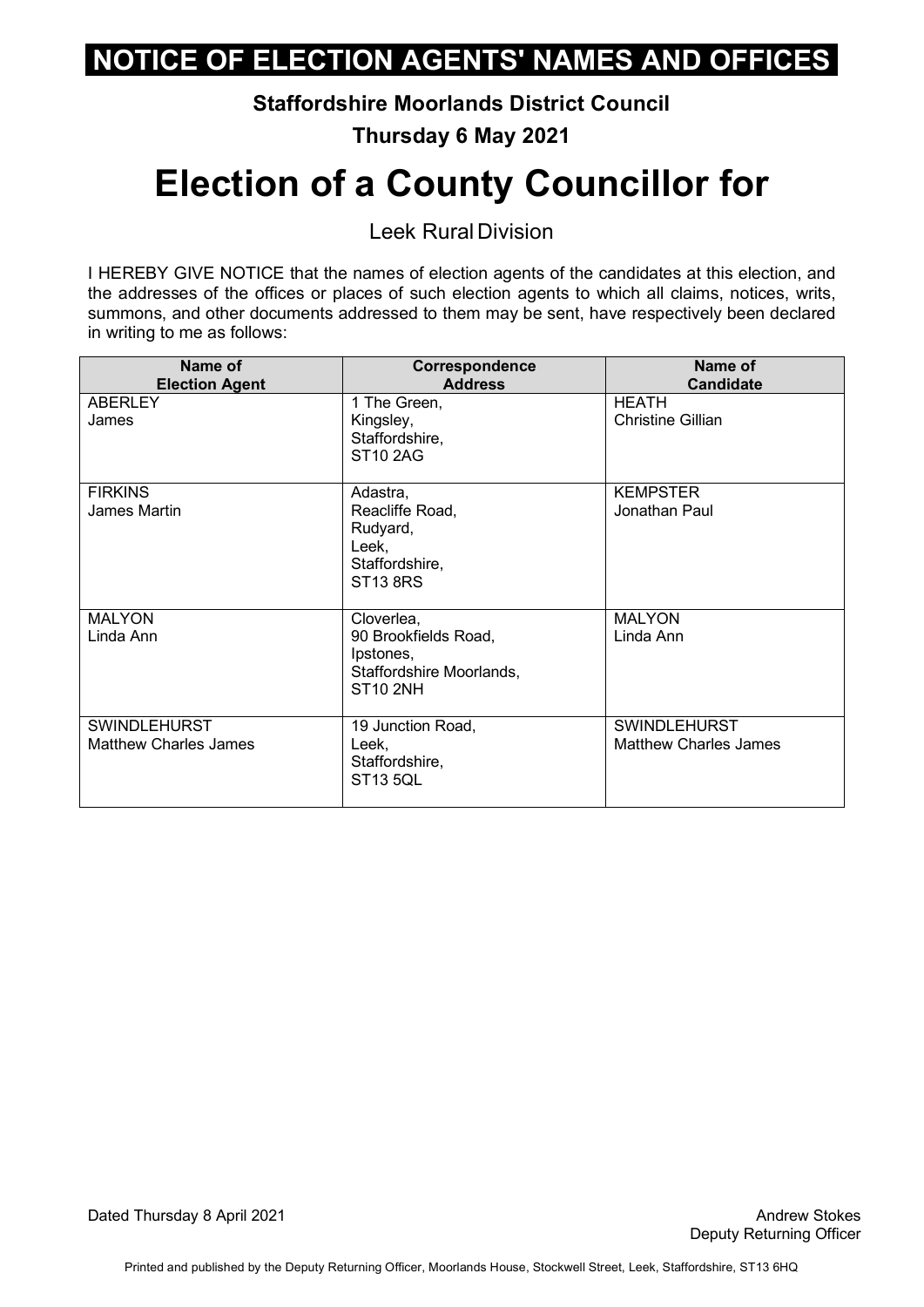# NOTICE OF ELECTION AGENTS' NAMES AND OFFICES

**Staffordshire Moorlands District Council**

**Thursday 6 May 2021**

# Election of a County Councillor for

Leek Rural Division

I HEREBY GIVE NOTICE that the names of election agents of the candidates at this election, and the addresses of the offices or places of such election agents to which all claims, notices, writs, summons, and other documents addressed to them may be sent, have respectively been declared in writing to me as follows:

| Name of Election Agent | Correspondence Address | Name of Candidate |
|---|---|---|
| ABERLEY James | 1 The Green, Kingsley, Staffordshire, ST10 2AG | HEATH Christine Gillian |
| FIRKINS James Martin | Adastra, Reacliffe Road, Rudyard, Leek, Staffordshire, ST13 8RS | KEMPSTER Jonathan Paul |
| MALYON Linda Ann | Cloverlea, 90 Brookfields Road, Ipstones, Staffordshire Moorlands, ST10 2NH | MALYON Linda Ann |
| SWINDLEHURST Matthew Charles James | 19 Junction Road, Leek, Staffordshire, ST13 5QL | SWINDLEHURST Matthew Charles James |

Dated Thursday 8 April 2021

Andrew Stokes
Deputy Returning Officer

Printed and published by the Deputy Returning Officer, Moorlands House, Stockwell Street, Leek, Staffordshire, ST13 6HQ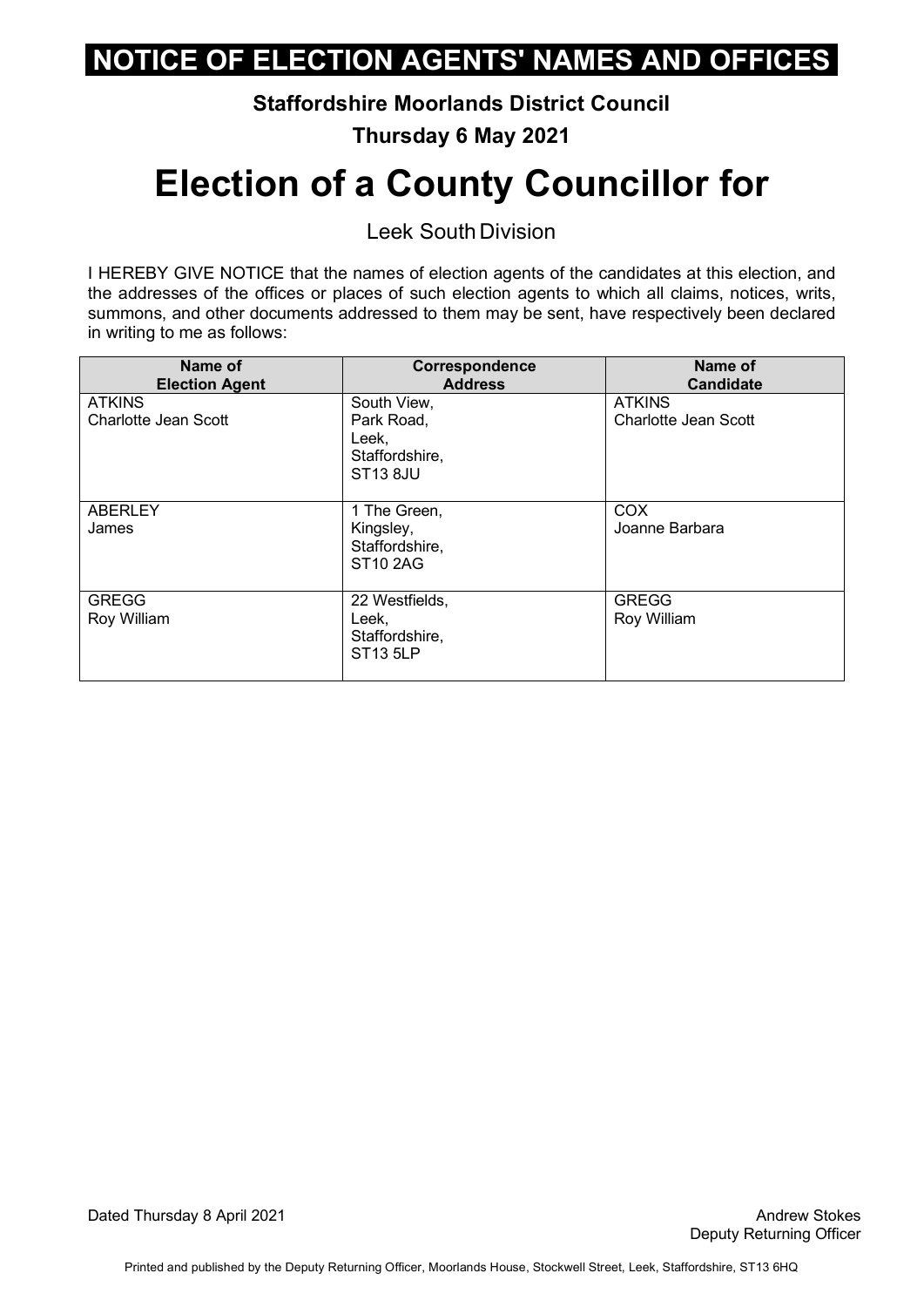# NOTICE OF ELECTION AGENTS' NAMES AND OFFICES

**Staffordshire Moorlands District Council**

**Thursday 6 May 2021**

# Election of a County Councillor for

Leek South Division

I HEREBY GIVE NOTICE that the names of election agents of the candidates at this election, and the addresses of the offices or places of such election agents to which all claims, notices, writs, summons, and other documents addressed to them may be sent, have respectively been declared in writing to me as follows:

| Name of Election Agent | Correspondence Address | Name of Candidate |
|---|---|---|
| ATKINS Charlotte Jean Scott | South View, Park Road, Leek, Staffordshire, ST13 8JU | ATKINS Charlotte Jean Scott |
| ABERLEY James | 1 The Green, Kingsley, Staffordshire, ST10 2AG | COX Joanne Barbara |
| GREGG Roy William | 22 Westfields, Leek, Staffordshire, ST13 5LP | GREGG Roy William |

Dated Thursday 8 April 2021

Andrew Stokes
Deputy Returning Officer

Printed and published by the Deputy Returning Officer, Moorlands House, Stockwell Street, Leek, Staffordshire, ST13 6HQ